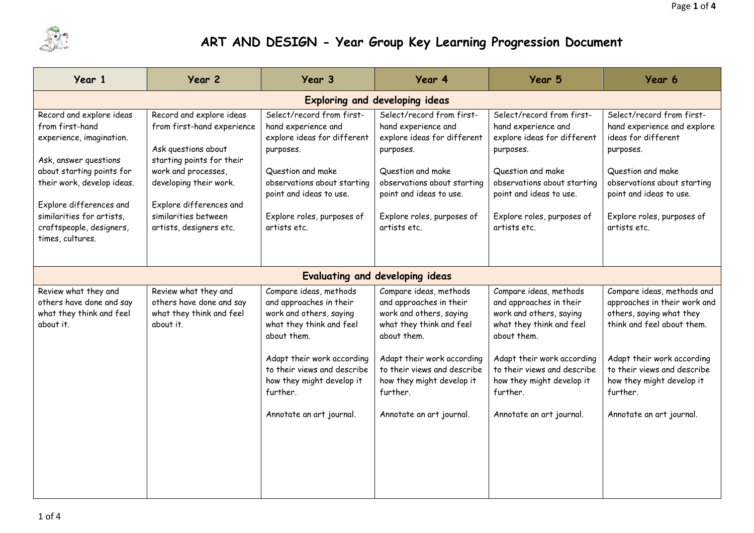# ART AND DESIGN - Year Group Key Learning Progression Document

| Year 1 | Year 2 | Year 3 | Year 4 | Year 5 | Year 6 |
|---|---|---|---|---|---|
| **Exploring and developing ideas** | | | | | |
| Record and explore ideas from first-hand experience, imagination.<br><br>Ask, answer questions about starting points for their work, develop ideas.<br><br>Explore differences and similarities for artists, craftspeople, designers, times, cultures. | Record and explore ideas from first-hand experience<br><br>Ask questions about starting points for their work and processes, developing their work.<br><br>Explore differences and similarities between artists, designers etc. | Select/record from first-hand experience and explore ideas for different purposes.<br><br>Question and make observations about starting point and ideas to use.<br><br>Explore roles, purposes of artists etc. | Select/record from first-hand experience and explore ideas for different purposes.<br><br>Question and make observations about starting point and ideas to use.<br><br>Explore roles, purposes of artists etc. | Select/record from first-hand experience and explore ideas for different purposes.<br><br>Question and make observations about starting point and ideas to use.<br><br>Explore roles, purposes of artists etc. | Select/record from first-hand experience and explore ideas for different purposes.<br><br>Question and make observations about starting point and ideas to use.<br><br>Explore roles, purposes of artists etc. |
| **Evaluating and developing ideas** | | | | | |
| Review what they and others have done and say what they think and feel about it. | Review what they and others have done and say what they think and feel about it. | Compare ideas, methods and approaches in their work and others, saying what they think and feel about them.<br><br>Adapt their work according to their views and describe how they might develop it further.<br><br>Annotate an art journal. | Compare ideas, methods and approaches in their work and others, saying what they think and feel about them.<br><br>Adapt their work according to their views and describe how they might develop it further.<br><br>Annotate an art journal. | Compare ideas, methods and approaches in their work and others, saying what they think and feel about them.<br><br>Adapt their work according to their views and describe how they might develop it further.<br><br>Annotate an art journal. | Compare ideas, methods and approaches in their work and others, saying what they think and feel about them.<br><br>Adapt their work according to their views and describe how they might develop it further.<br><br>Annotate an art journal. |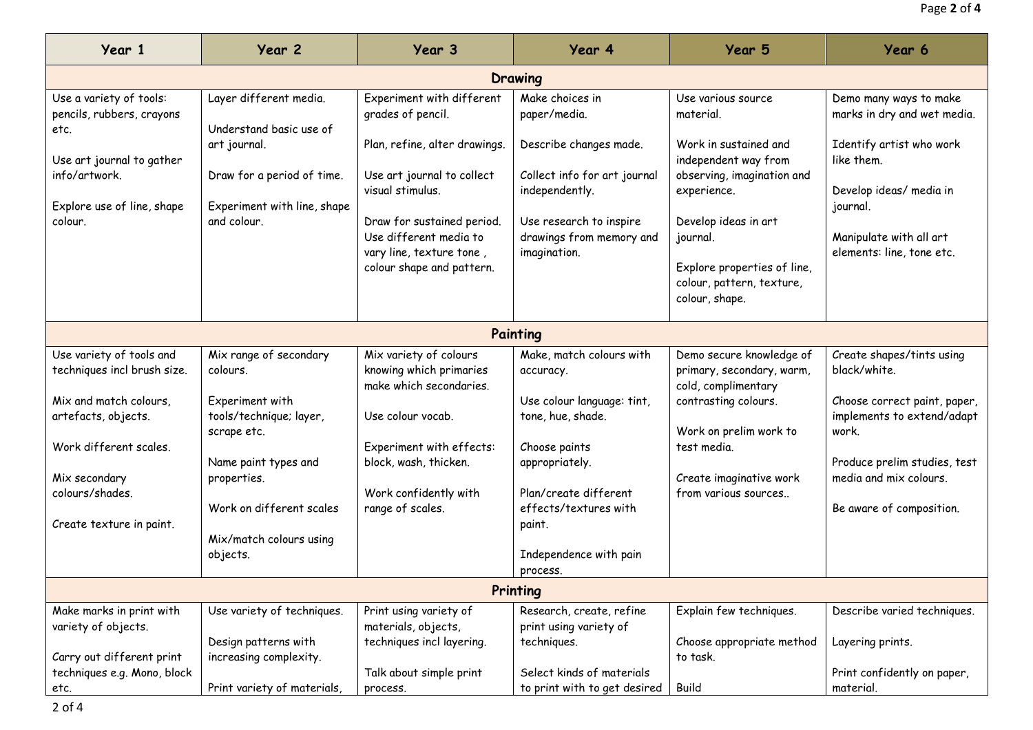| Year 1 | Year 2 | Year 3 | Year 4 | Year 5 | Year 6 |
|---|---|---|---|---|---|
| **Drawing** | | | | | |
| Use a variety of tools: pencils, rubbers, crayons etc.<br><br>Use art journal to gather info/artwork.<br><br>Explore use of line, shape colour. | Layer different media.<br><br>Understand basic use of art journal.<br><br>Draw for a period of time.<br><br>Experiment with line, shape and colour. | Experiment with different grades of pencil.<br><br>Plan, refine, alter drawings.<br><br>Use art journal to collect visual stimulus.<br><br>Draw for sustained period. Use different media to vary line, texture tone , colour shape and pattern. | Make choices in paper/media.<br><br>Describe changes made.<br><br>Collect info for art journal independently.<br><br>Use research to inspire drawings from memory and imagination. | Use various source material.<br><br>Work in sustained and independent way from observing, imagination and experience.<br><br>Develop ideas in art journal.<br><br>Explore properties of line, colour, pattern, texture, colour, shape. | Demo many ways to make marks in dry and wet media.<br><br>Identify artist who work like them.<br><br>Develop ideas/ media in journal.<br><br>Manipulate with all art elements: line, tone etc. |
| **Painting** | | | | | |
| Use variety of tools and techniques incl brush size.<br><br>Mix and match colours, artefacts, objects.<br><br>Work different scales.<br><br>Mix secondary colours/shades.<br><br>Create texture in paint. | Mix range of secondary colours.<br><br>Experiment with tools/technique; layer, scrape etc.<br><br>Name paint types and properties.<br><br>Work on different scales<br><br>Mix/match colours using objects. | Mix variety of colours knowing which primaries make which secondaries.<br><br>Use colour vocab.<br><br>Experiment with effects: block, wash, thicken.<br><br>Work confidently with range of scales. | Make, match colours with accuracy.<br><br>Use colour language: tint, tone, hue, shade.<br><br>Choose paints appropriately.<br><br>Plan/create different effects/textures with paint.<br><br>Independence with pain process. | Demo secure knowledge of primary, secondary, warm, cold, complimentary contrasting colours.<br><br>Work on prelim work to test media.<br><br>Create imaginative work from various sources.. | Create shapes/tints using black/white.<br><br>Choose correct paint, paper, implements to extend/adapt work.<br><br>Produce prelim studies, test media and mix colours.<br><br>Be aware of composition. |
| **Printing** | | | | | |
| Make marks in print with variety of objects.<br><br>Carry out different print techniques e.g. Mono, block etc. | Use variety of techniques.<br><br>Design patterns with increasing complexity.<br><br>Print variety of materials, | Print using variety of materials, objects, techniques incl layering.<br><br>Talk about simple print process. | Research, create, refine print using variety of techniques.<br><br>Select kinds of materials to print with to get desired | Explain few techniques.<br><br>Choose appropriate method to task.<br><br>Build | Describe varied techniques.<br><br>Layering prints.<br><br>Print confidently on paper, material. |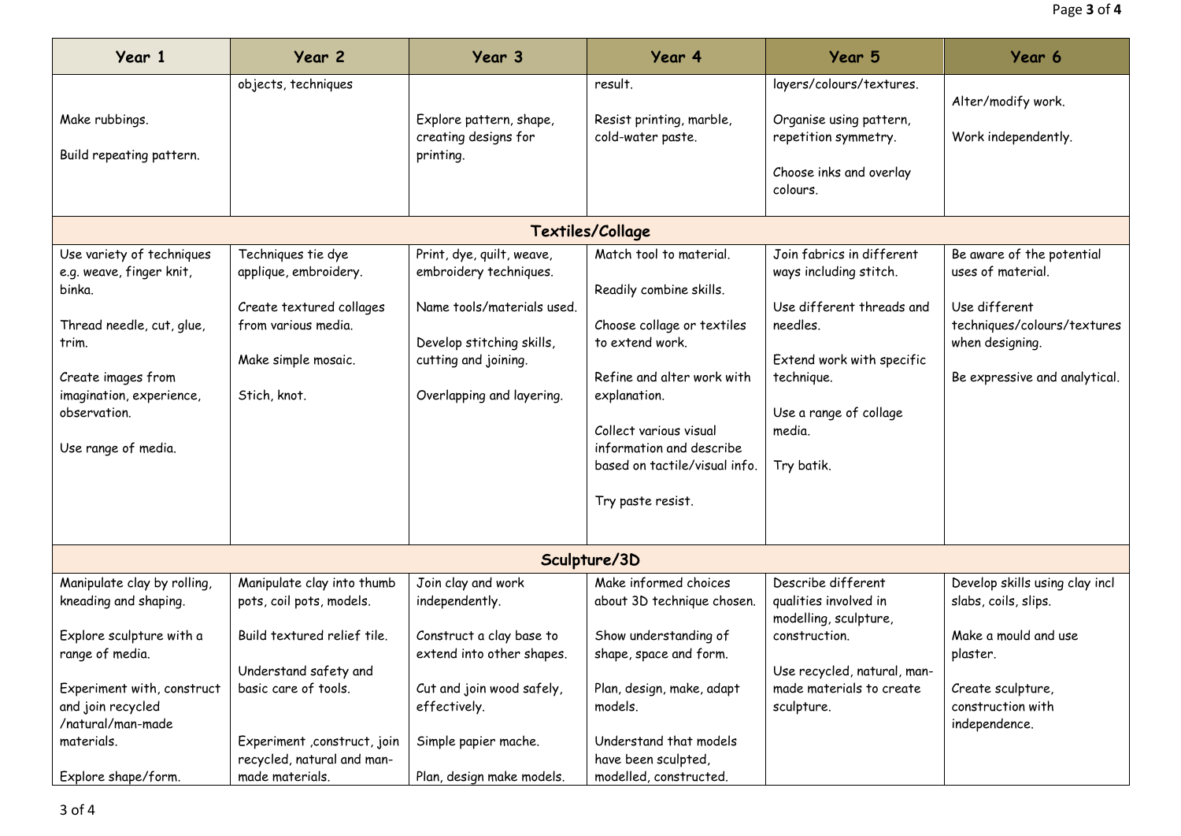| Year 1 | Year 2 | Year 3 | Year 4 | Year 5 | Year 6 |
|---|---|---|---|---|---|
| Make rubbings.<br><br>Build repeating pattern. | objects, techniques | Explore pattern, shape, creating designs for printing. | result.<br><br>Resist printing, marble, cold-water paste. | layers/colours/textures.<br><br>Organise using pattern, repetition symmetry.<br><br>Choose inks and overlay colours. | Alter/modify work.<br><br>Work independently. |
| **Textiles/Collage** | | | | | |
| Use variety of techniques e.g. weave, finger knit, binka.<br><br>Thread needle, cut, glue, trim.<br><br>Create images from imagination, experience, observation.<br><br>Use range of media. | Techniques tie dye applique, embroidery.<br><br>Create textured collages from various media.<br><br>Make simple mosaic.<br><br>Stich, knot. | Print, dye, quilt, weave, embroidery techniques.<br><br>Name tools/materials used.<br><br>Develop stitching skills, cutting and joining.<br><br>Overlapping and layering. | Match tool to material.<br><br>Readily combine skills.<br><br>Choose collage or textiles to extend work.<br><br>Refine and alter work with explanation.<br><br>Collect various visual information and describe based on tactile/visual info.<br><br>Try paste resist. | Join fabrics in different ways including stitch.<br><br>Use different threads and needles.<br><br>Extend work with specific technique.<br><br>Use a range of collage media.<br><br>Try batik. | Be aware of the potential uses of material.<br><br>Use different techniques/colours/textures when designing.<br><br>Be expressive and analytical. |
| **Sculpture/3D** | | | | | |
| Manipulate clay by rolling, kneading and shaping.<br><br>Explore sculpture with a range of media.<br><br>Experiment with, construct and join recycled /natural/man-made materials.<br><br>Explore shape/form. | Manipulate clay into thumb pots, coil pots, models.<br><br>Build textured relief tile.<br><br>Understand safety and basic care of tools.<br><br>Experiment ,construct, join recycled, natural and man-made materials. | Join clay and work independently.<br><br>Construct a clay base to extend into other shapes.<br><br>Cut and join wood safely, effectively.<br><br>Simple papier mache.<br><br>Plan, design make models. | Make informed choices about 3D technique chosen.<br><br>Show understanding of shape, space and form.<br><br>Plan, design, make, adapt models.<br><br>Understand that models have been sculpted, modelled, constructed. | Describe different qualities involved in modelling, sculpture, construction.<br><br>Use recycled, natural, man-made materials to create sculpture. | Develop skills using clay incl slabs, coils, slips.<br><br>Make a mould and use plaster.<br><br>Create sculpture, construction with independence. |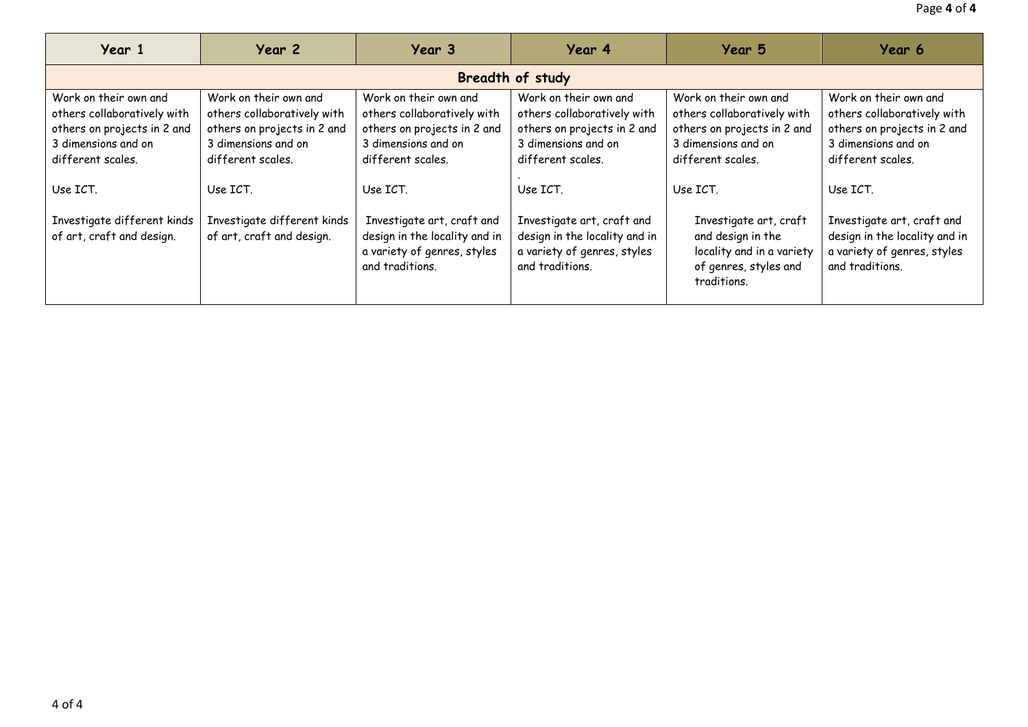| Year 1 | Year 2 | Year 3 | Year 4 | Year 5 | Year 6 |
|---|---|---|---|---|---|
| **Breadth of study** | | | | | |
| Work on their own and others collaboratively with others on projects in 2 and 3 dimensions and on different scales.<br><br>Use ICT.<br><br>Investigate different kinds of art, craft and design. | Work on their own and others collaboratively with others on projects in 2 and 3 dimensions and on different scales.<br><br>Use ICT.<br><br>Investigate different kinds of art, craft and design. | Work on their own and others collaboratively with others on projects in 2 and 3 dimensions and on different scales.<br><br>Use ICT.<br><br>Investigate art, craft and design in the locality and in a variety of genres, styles and traditions. | Work on their own and others collaboratively with others on projects in 2 and 3 dimensions and on different scales.<br>.<br>Use ICT.<br><br>Investigate art, craft and design in the locality and in a variety of genres, styles and traditions. | Work on their own and others collaboratively with others on projects in 2 and 3 dimensions and on different scales.<br><br>Use ICT.<br><br>Investigate art, craft and design in the locality and in a variety of genres, styles and traditions. | Work on their own and others collaboratively with others on projects in 2 and 3 dimensions and on different scales.<br><br>Use ICT.<br><br>Investigate art, craft and design in the locality and in a variety of genres, styles and traditions. |